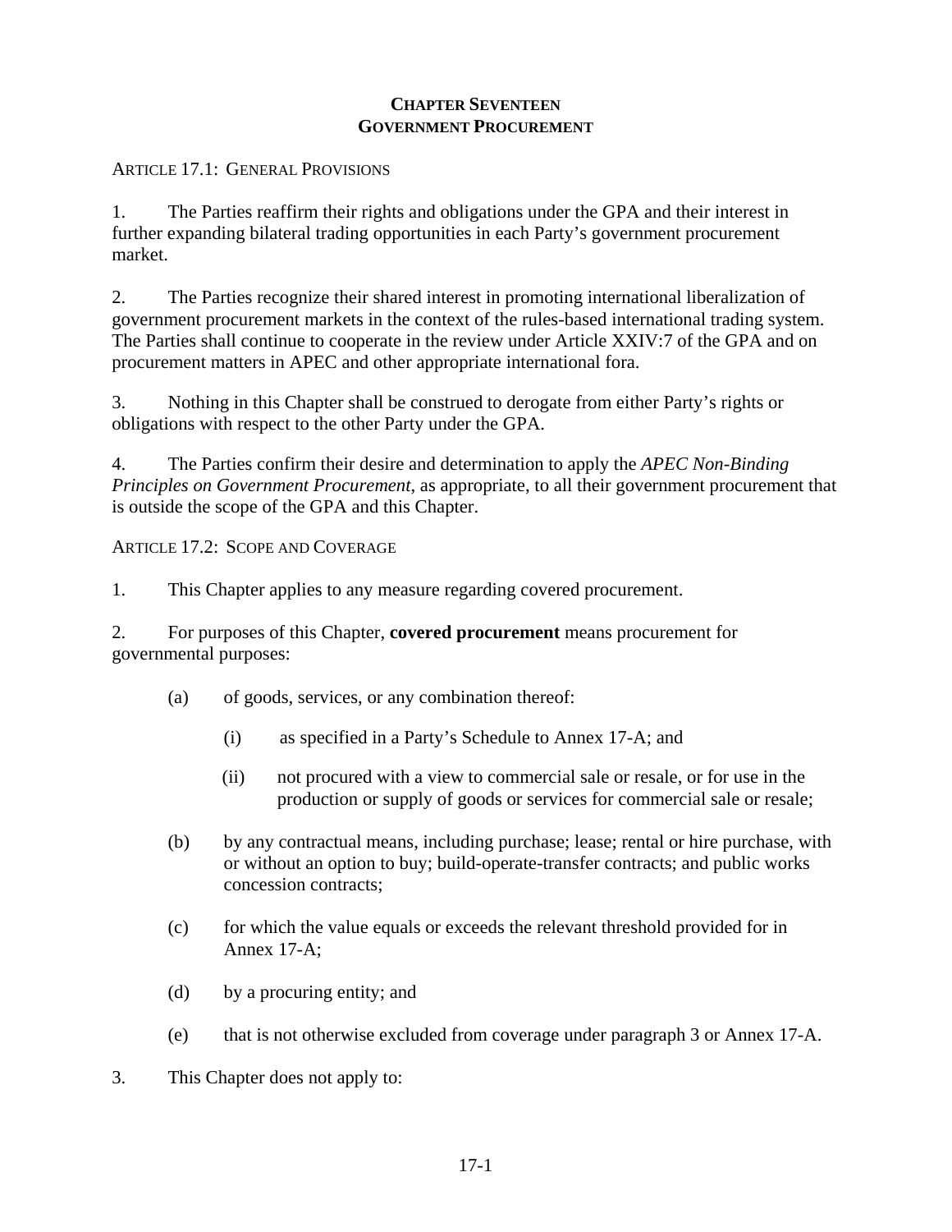# CHAPTER SEVENTEEN
# GOVERNMENT PROCUREMENT

ARTICLE 17.1: GENERAL PROVISIONS

1. The Parties reaffirm their rights and obligations under the GPA and their interest in further expanding bilateral trading opportunities in each Party's government procurement market.

2. The Parties recognize their shared interest in promoting international liberalization of government procurement markets in the context of the rules-based international trading system. The Parties shall continue to cooperate in the review under Article XXIV:7 of the GPA and on procurement matters in APEC and other appropriate international fora.

3. Nothing in this Chapter shall be construed to derogate from either Party's rights or obligations with respect to the other Party under the GPA.

4. The Parties confirm their desire and determination to apply the *APEC Non-Binding Principles on Government Procurement*, as appropriate, to all their government procurement that is outside the scope of the GPA and this Chapter.

ARTICLE 17.2: SCOPE AND COVERAGE

1. This Chapter applies to any measure regarding covered procurement.

2. For purposes of this Chapter, **covered procurement** means procurement for governmental purposes:

   (a) of goods, services, or any combination thereof:

      (i) as specified in a Party's Schedule to Annex 17-A; and

      (ii) not procured with a view to commercial sale or resale, or for use in the production or supply of goods or services for commercial sale or resale;

   (b) by any contractual means, including purchase; lease; rental or hire purchase, with or without an option to buy; build-operate-transfer contracts; and public works concession contracts;

   (c) for which the value equals or exceeds the relevant threshold provided for in Annex 17-A;

   (d) by a procuring entity; and

   (e) that is not otherwise excluded from coverage under paragraph 3 or Annex 17-A.

3. This Chapter does not apply to: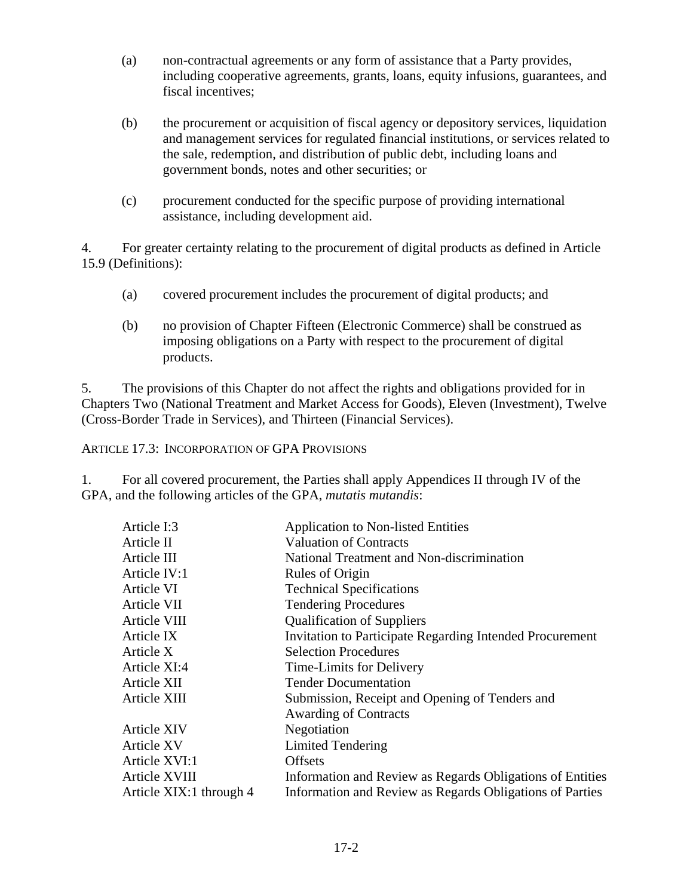(a) non-contractual agreements or any form of assistance that a Party provides, including cooperative agreements, grants, loans, equity infusions, guarantees, and fiscal incentives;

(b) the procurement or acquisition of fiscal agency or depository services, liquidation and management services for regulated financial institutions, or services related to the sale, redemption, and distribution of public debt, including loans and government bonds, notes and other securities; or

(c) procurement conducted for the specific purpose of providing international assistance, including development aid.

4. For greater certainty relating to the procurement of digital products as defined in Article 15.9 (Definitions):

(a) covered procurement includes the procurement of digital products; and

(b) no provision of Chapter Fifteen (Electronic Commerce) shall be construed as imposing obligations on a Party with respect to the procurement of digital products.

5. The provisions of this Chapter do not affect the rights and obligations provided for in Chapters Two (National Treatment and Market Access for Goods), Eleven (Investment), Twelve (Cross-Border Trade in Services), and Thirteen (Financial Services).

ARTICLE 17.3: INCORPORATION OF GPA PROVISIONS

1. For all covered procurement, the Parties shall apply Appendices II through IV of the GPA, and the following articles of the GPA, *mutatis mutandis*:

| | |
|---|---|
| Article I:3 | Application to Non-listed Entities |
| Article II | Valuation of Contracts |
| Article III | National Treatment and Non-discrimination |
| Article IV:1 | Rules of Origin |
| Article VI | Technical Specifications |
| Article VII | Tendering Procedures |
| Article VIII | Qualification of Suppliers |
| Article IX | Invitation to Participate Regarding Intended Procurement |
| Article X | Selection Procedures |
| Article XI:4 | Time-Limits for Delivery |
| Article XII | Tender Documentation |
| Article XIII | Submission, Receipt and Opening of Tenders and Awarding of Contracts |
| Article XIV | Negotiation |
| Article XV | Limited Tendering |
| Article XVI:1 | Offsets |
| Article XVIII | Information and Review as Regards Obligations of Entities |
| Article XIX:1 through 4 | Information and Review as Regards Obligations of Parties |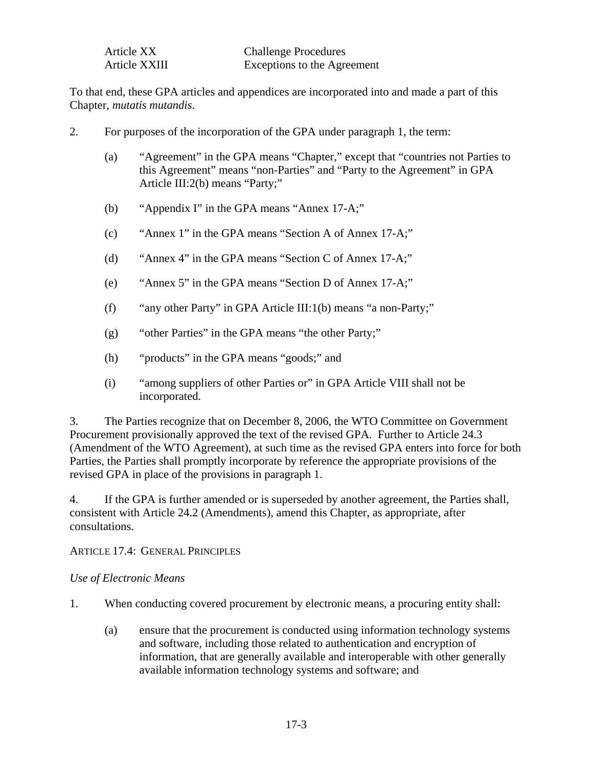| | |
|---|---|
| Article XX | Challenge Procedures |
| Article XXIII | Exceptions to the Agreement |

To that end, these GPA articles and appendices are incorporated into and made a part of this Chapter, *mutatis mutandis*.

2. For purposes of the incorporation of the GPA under paragraph 1, the term:

   (a) "Agreement" in the GPA means "Chapter," except that "countries not Parties to this Agreement" means "non-Parties" and "Party to the Agreement" in GPA Article III:2(b) means "Party;"

   (b) "Appendix I" in the GPA means "Annex 17-A;"

   (c) "Annex 1" in the GPA means "Section A of Annex 17-A;"

   (d) "Annex 4" in the GPA means "Section C of Annex 17-A;"

   (e) "Annex 5" in the GPA means "Section D of Annex 17-A;"

   (f) "any other Party" in GPA Article III:1(b) means "a non-Party;"

   (g) "other Parties" in the GPA means "the other Party;"

   (h) "products" in the GPA means "goods;" and

   (i) "among suppliers of other Parties or" in GPA Article VIII shall not be incorporated.

3. The Parties recognize that on December 8, 2006, the WTO Committee on Government Procurement provisionally approved the text of the revised GPA. Further to Article 24.3 (Amendment of the WTO Agreement), at such time as the revised GPA enters into force for both Parties, the Parties shall promptly incorporate by reference the appropriate provisions of the revised GPA in place of the provisions in paragraph 1.

4. If the GPA is further amended or is superseded by another agreement, the Parties shall, consistent with Article 24.2 (Amendments), amend this Chapter, as appropriate, after consultations.

## ARTICLE 17.4: GENERAL PRINCIPLES

*Use of Electronic Means*

1. When conducting covered procurement by electronic means, a procuring entity shall:

   (a) ensure that the procurement is conducted using information technology systems and software, including those related to authentication and encryption of information, that are generally available and interoperable with other generally available information technology systems and software; and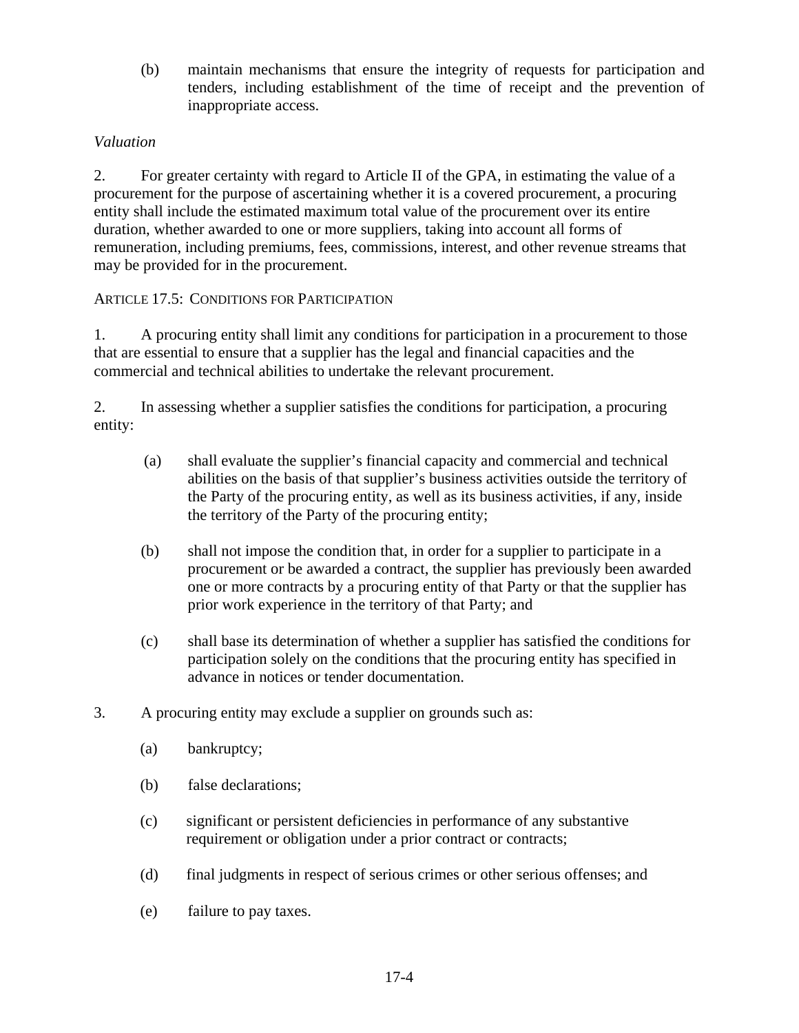(b) maintain mechanisms that ensure the integrity of requests for participation and tenders, including establishment of the time of receipt and the prevention of inappropriate access.

*Valuation*

2. For greater certainty with regard to Article II of the GPA, in estimating the value of a procurement for the purpose of ascertaining whether it is a covered procurement, a procuring entity shall include the estimated maximum total value of the procurement over its entire duration, whether awarded to one or more suppliers, taking into account all forms of remuneration, including premiums, fees, commissions, interest, and other revenue streams that may be provided for in the procurement.

ARTICLE 17.5: CONDITIONS FOR PARTICIPATION

1. A procuring entity shall limit any conditions for participation in a procurement to those that are essential to ensure that a supplier has the legal and financial capacities and the commercial and technical abilities to undertake the relevant procurement.

2. In assessing whether a supplier satisfies the conditions for participation, a procuring entity:

(a) shall evaluate the supplier's financial capacity and commercial and technical abilities on the basis of that supplier's business activities outside the territory of the Party of the procuring entity, as well as its business activities, if any, inside the territory of the Party of the procuring entity;

(b) shall not impose the condition that, in order for a supplier to participate in a procurement or be awarded a contract, the supplier has previously been awarded one or more contracts by a procuring entity of that Party or that the supplier has prior work experience in the territory of that Party; and

(c) shall base its determination of whether a supplier has satisfied the conditions for participation solely on the conditions that the procuring entity has specified in advance in notices or tender documentation.

3. A procuring entity may exclude a supplier on grounds such as:

(a) bankruptcy;

(b) false declarations;

(c) significant or persistent deficiencies in performance of any substantive requirement or obligation under a prior contract or contracts;

(d) final judgments in respect of serious crimes or other serious offenses; and

(e) failure to pay taxes.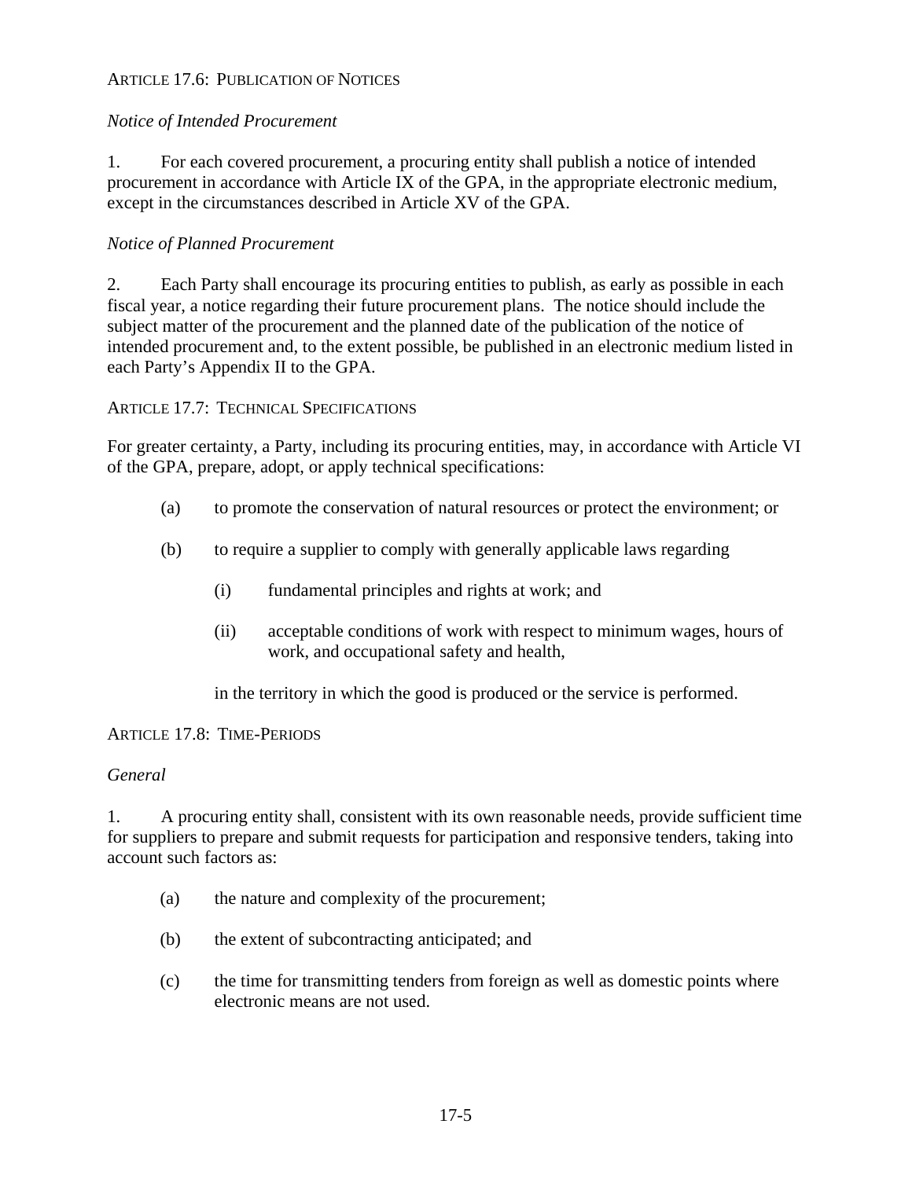## ARTICLE 17.6: PUBLICATION OF NOTICES

*Notice of Intended Procurement*

1. For each covered procurement, a procuring entity shall publish a notice of intended procurement in accordance with Article IX of the GPA, in the appropriate electronic medium, except in the circumstances described in Article XV of the GPA.

*Notice of Planned Procurement*

2. Each Party shall encourage its procuring entities to publish, as early as possible in each fiscal year, a notice regarding their future procurement plans. The notice should include the subject matter of the procurement and the planned date of the publication of the notice of intended procurement and, to the extent possible, be published in an electronic medium listed in each Party's Appendix II to the GPA.

## ARTICLE 17.7: TECHNICAL SPECIFICATIONS

For greater certainty, a Party, including its procuring entities, may, in accordance with Article VI of the GPA, prepare, adopt, or apply technical specifications:

(a) to promote the conservation of natural resources or protect the environment; or

(b) to require a supplier to comply with generally applicable laws regarding

  (i) fundamental principles and rights at work; and

  (ii) acceptable conditions of work with respect to minimum wages, hours of work, and occupational safety and health,

in the territory in which the good is produced or the service is performed.

## ARTICLE 17.8: TIME-PERIODS

*General*

1. A procuring entity shall, consistent with its own reasonable needs, provide sufficient time for suppliers to prepare and submit requests for participation and responsive tenders, taking into account such factors as:

(a) the nature and complexity of the procurement;

(b) the extent of subcontracting anticipated; and

(c) the time for transmitting tenders from foreign as well as domestic points where electronic means are not used.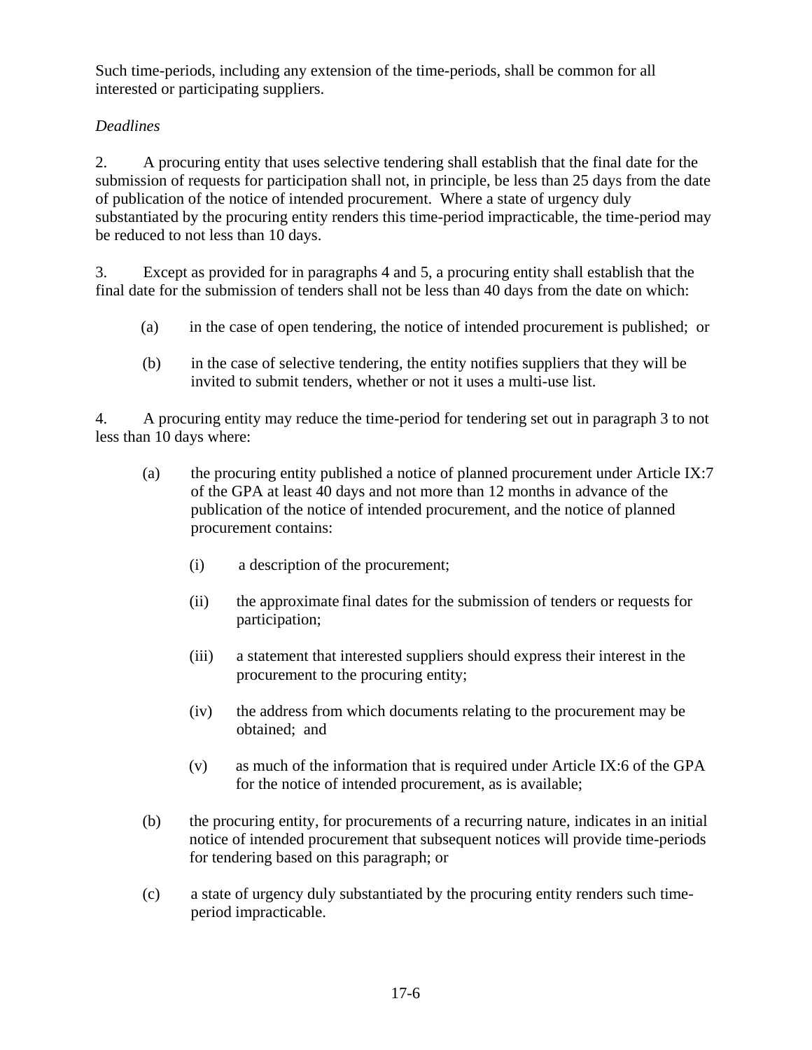Such time-periods, including any extension of the time-periods, shall be common for all interested or participating suppliers.

*Deadlines*

2. A procuring entity that uses selective tendering shall establish that the final date for the submission of requests for participation shall not, in principle, be less than 25 days from the date of publication of the notice of intended procurement. Where a state of urgency duly substantiated by the procuring entity renders this time-period impracticable, the time-period may be reduced to not less than 10 days.

3. Except as provided for in paragraphs 4 and 5, a procuring entity shall establish that the final date for the submission of tenders shall not be less than 40 days from the date on which:

(a) in the case of open tendering, the notice of intended procurement is published; or

(b) in the case of selective tendering, the entity notifies suppliers that they will be invited to submit tenders, whether or not it uses a multi-use list.

4. A procuring entity may reduce the time-period for tendering set out in paragraph 3 to not less than 10 days where:

(a) the procuring entity published a notice of planned procurement under Article IX:7 of the GPA at least 40 days and not more than 12 months in advance of the publication of the notice of intended procurement, and the notice of planned procurement contains:

(i) a description of the procurement;

(ii) the approximate final dates for the submission of tenders or requests for participation;

(iii) a statement that interested suppliers should express their interest in the procurement to the procuring entity;

(iv) the address from which documents relating to the procurement may be obtained; and

(v) as much of the information that is required under Article IX:6 of the GPA for the notice of intended procurement, as is available;

(b) the procuring entity, for procurements of a recurring nature, indicates in an initial notice of intended procurement that subsequent notices will provide time-periods for tendering based on this paragraph; or

(c) a state of urgency duly substantiated by the procuring entity renders such time-period impracticable.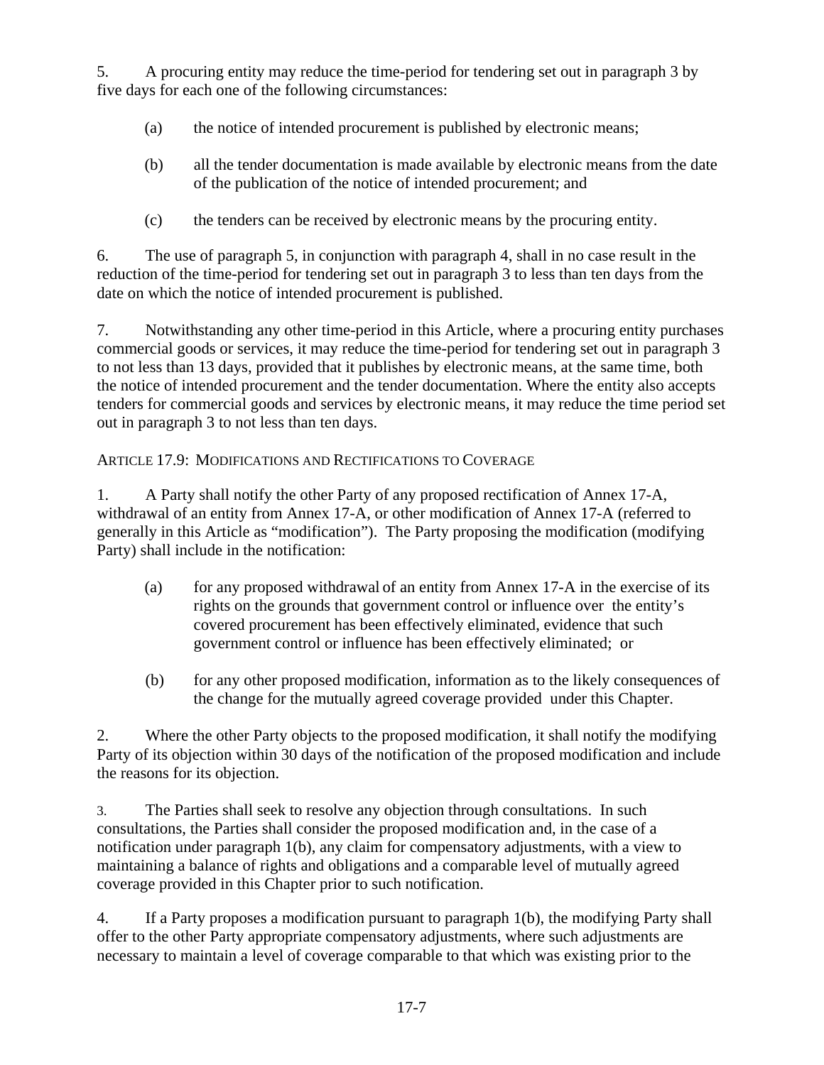5. A procuring entity may reduce the time-period for tendering set out in paragraph 3 by five days for each one of the following circumstances:

(a) the notice of intended procurement is published by electronic means;

(b) all the tender documentation is made available by electronic means from the date of the publication of the notice of intended procurement; and

(c) the tenders can be received by electronic means by the procuring entity.

6. The use of paragraph 5, in conjunction with paragraph 4, shall in no case result in the reduction of the time-period for tendering set out in paragraph 3 to less than ten days from the date on which the notice of intended procurement is published.

7. Notwithstanding any other time-period in this Article, where a procuring entity purchases commercial goods or services, it may reduce the time-period for tendering set out in paragraph 3 to not less than 13 days, provided that it publishes by electronic means, at the same time, both the notice of intended procurement and the tender documentation. Where the entity also accepts tenders for commercial goods and services by electronic means, it may reduce the time period set out in paragraph 3 to not less than ten days.

### ARTICLE 17.9: MODIFICATIONS AND RECTIFICATIONS TO COVERAGE

1. A Party shall notify the other Party of any proposed rectification of Annex 17-A, withdrawal of an entity from Annex 17-A, or other modification of Annex 17-A (referred to generally in this Article as "modification"). The Party proposing the modification (modifying Party) shall include in the notification:

(a) for any proposed withdrawal of an entity from Annex 17-A in the exercise of its rights on the grounds that government control or influence over the entity's covered procurement has been effectively eliminated, evidence that such government control or influence has been effectively eliminated; or

(b) for any other proposed modification, information as to the likely consequences of the change for the mutually agreed coverage provided under this Chapter.

2. Where the other Party objects to the proposed modification, it shall notify the modifying Party of its objection within 30 days of the notification of the proposed modification and include the reasons for its objection.

3. The Parties shall seek to resolve any objection through consultations. In such consultations, the Parties shall consider the proposed modification and, in the case of a notification under paragraph 1(b), any claim for compensatory adjustments, with a view to maintaining a balance of rights and obligations and a comparable level of mutually agreed coverage provided in this Chapter prior to such notification.

4. If a Party proposes a modification pursuant to paragraph 1(b), the modifying Party shall offer to the other Party appropriate compensatory adjustments, where such adjustments are necessary to maintain a level of coverage comparable to that which was existing prior to the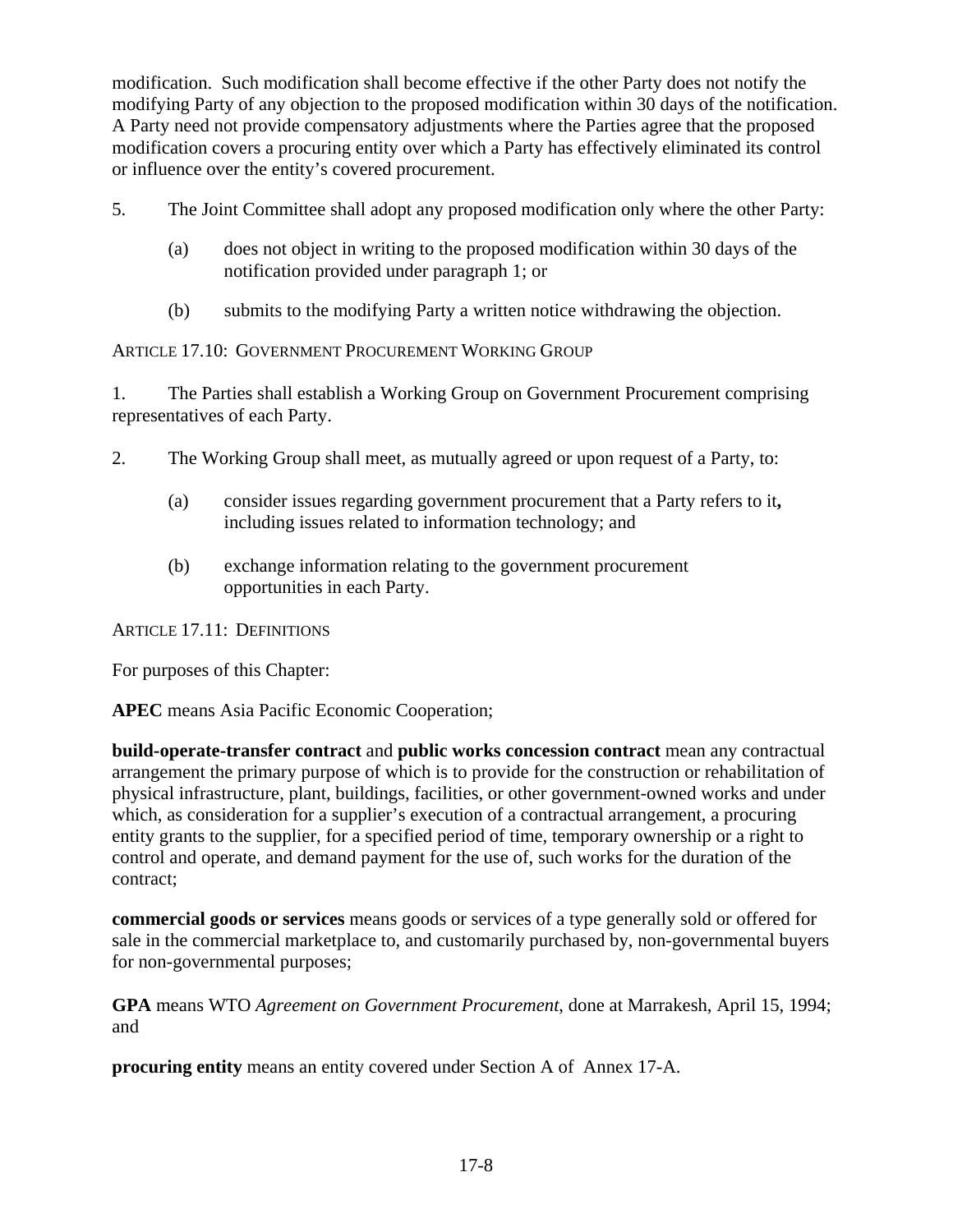modification. Such modification shall become effective if the other Party does not notify the modifying Party of any objection to the proposed modification within 30 days of the notification. A Party need not provide compensatory adjustments where the Parties agree that the proposed modification covers a procuring entity over which a Party has effectively eliminated its control or influence over the entity's covered procurement.

5. The Joint Committee shall adopt any proposed modification only where the other Party:

   (a) does not object in writing to the proposed modification within 30 days of the notification provided under paragraph 1; or

   (b) submits to the modifying Party a written notice withdrawing the objection.

## ARTICLE 17.10: GOVERNMENT PROCUREMENT WORKING GROUP

1. The Parties shall establish a Working Group on Government Procurement comprising representatives of each Party.

2. The Working Group shall meet, as mutually agreed or upon request of a Party, to:

   (a) consider issues regarding government procurement that a Party refers to it**,** including issues related to information technology; and

   (b) exchange information relating to the government procurement opportunities in each Party.

## ARTICLE 17.11: DEFINITIONS

For purposes of this Chapter:

**APEC** means Asia Pacific Economic Cooperation;

**build-operate-transfer contract** and **public works concession contract** mean any contractual arrangement the primary purpose of which is to provide for the construction or rehabilitation of physical infrastructure, plant, buildings, facilities, or other government-owned works and under which, as consideration for a supplier's execution of a contractual arrangement, a procuring entity grants to the supplier, for a specified period of time, temporary ownership or a right to control and operate, and demand payment for the use of, such works for the duration of the contract;

**commercial goods or services** means goods or services of a type generally sold or offered for sale in the commercial marketplace to, and customarily purchased by, non-governmental buyers for non-governmental purposes;

**GPA** means WTO *Agreement on Government Procurement*, done at Marrakesh, April 15, 1994; and

**procuring entity** means an entity covered under Section A of Annex 17-A.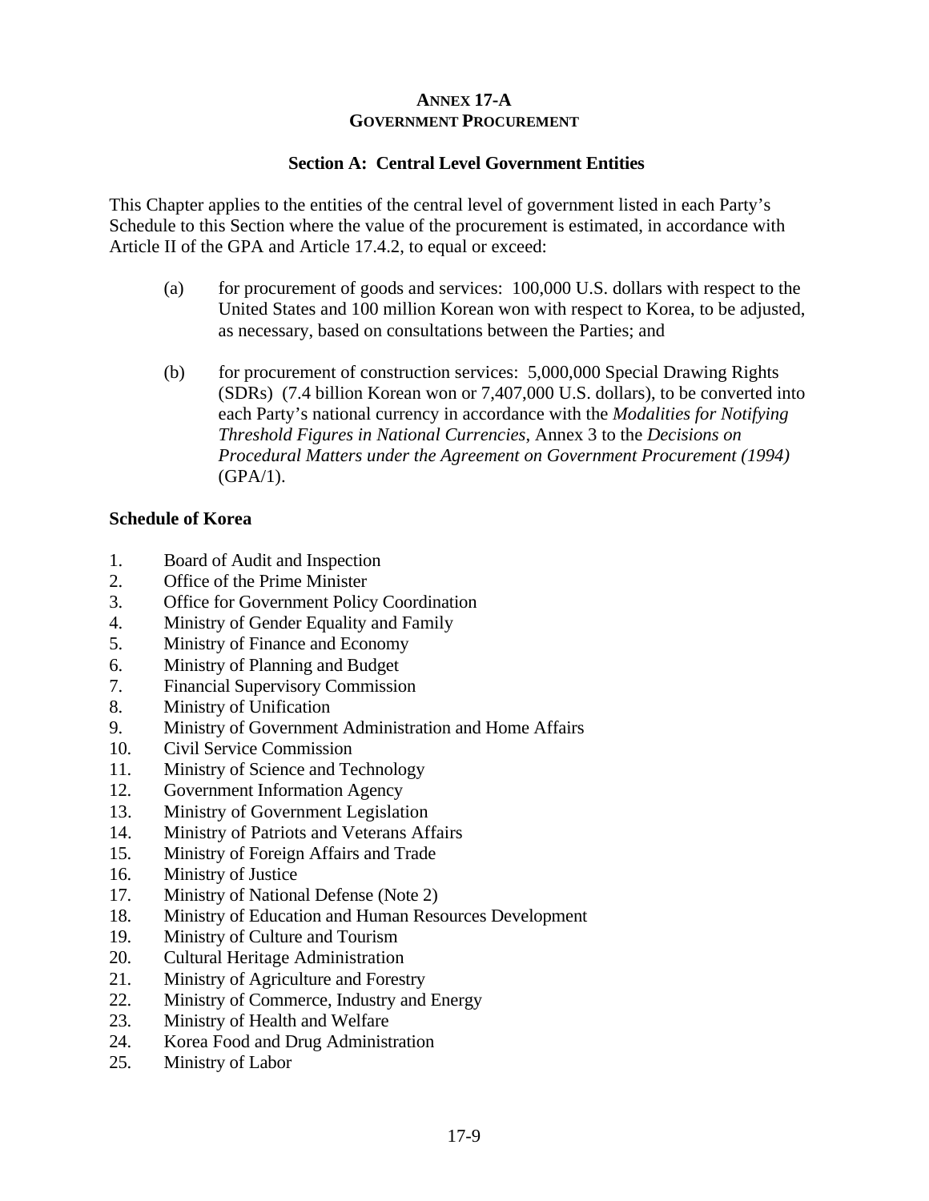# ANNEX 17-A
## GOVERNMENT PROCUREMENT

### Section A: Central Level Government Entities

This Chapter applies to the entities of the central level of government listed in each Party's Schedule to this Section where the value of the procurement is estimated, in accordance with Article II of the GPA and Article 17.4.2, to equal or exceed:

(a) for procurement of goods and services: 100,000 U.S. dollars with respect to the United States and 100 million Korean won with respect to Korea, to be adjusted, as necessary, based on consultations between the Parties; and

(b) for procurement of construction services: 5,000,000 Special Drawing Rights (SDRs) (7.4 billion Korean won or 7,407,000 U.S. dollars), to be converted into each Party's national currency in accordance with the *Modalities for Notifying Threshold Figures in National Currencies*, Annex 3 to the *Decisions on Procedural Matters under the Agreement on Government Procurement (1994)* (GPA/1).

**Schedule of Korea**

1. Board of Audit and Inspection
2. Office of the Prime Minister
3. Office for Government Policy Coordination
4. Ministry of Gender Equality and Family
5. Ministry of Finance and Economy
6. Ministry of Planning and Budget
7. Financial Supervisory Commission
8. Ministry of Unification
9. Ministry of Government Administration and Home Affairs
10. Civil Service Commission
11. Ministry of Science and Technology
12. Government Information Agency
13. Ministry of Government Legislation
14. Ministry of Patriots and Veterans Affairs
15. Ministry of Foreign Affairs and Trade
16. Ministry of Justice
17. Ministry of National Defense (Note 2)
18. Ministry of Education and Human Resources Development
19. Ministry of Culture and Tourism
20. Cultural Heritage Administration
21. Ministry of Agriculture and Forestry
22. Ministry of Commerce, Industry and Energy
23. Ministry of Health and Welfare
24. Korea Food and Drug Administration
25. Ministry of Labor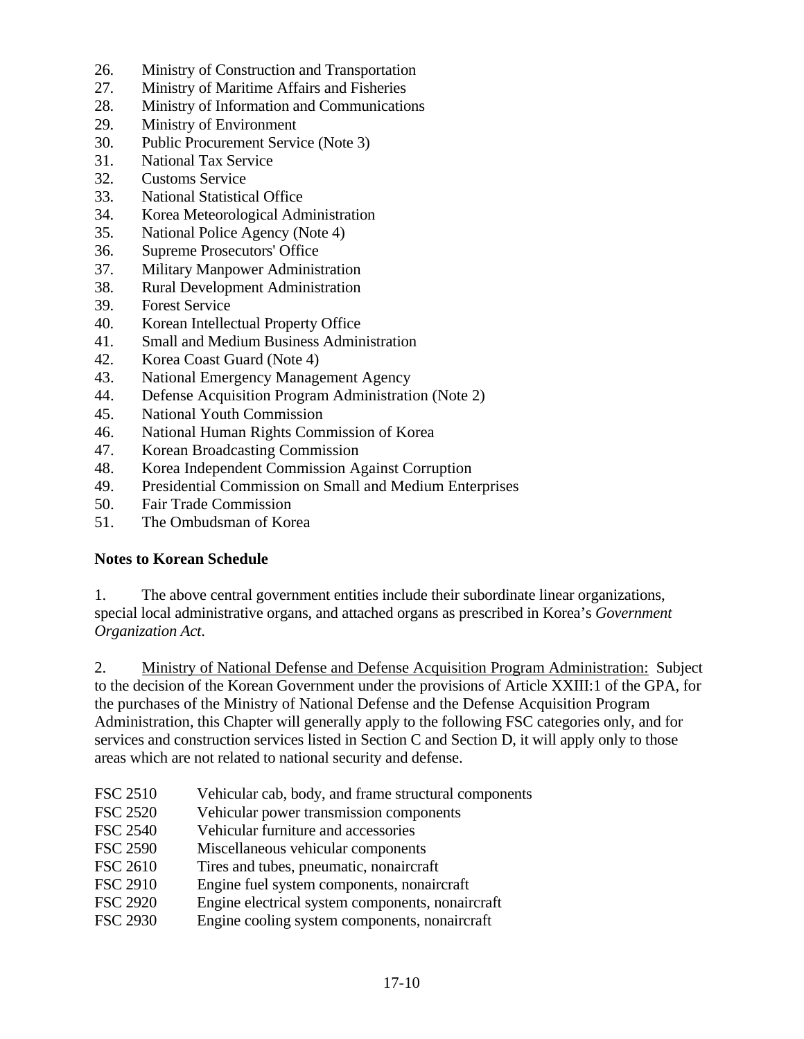26. Ministry of Construction and Transportation
27. Ministry of Maritime Affairs and Fisheries
28. Ministry of Information and Communications
29. Ministry of Environment
30. Public Procurement Service (Note 3)
31. National Tax Service
32. Customs Service
33. National Statistical Office
34. Korea Meteorological Administration
35. National Police Agency (Note 4)
36. Supreme Prosecutors' Office
37. Military Manpower Administration
38. Rural Development Administration
39. Forest Service
40. Korean Intellectual Property Office
41. Small and Medium Business Administration
42. Korea Coast Guard (Note 4)
43. National Emergency Management Agency
44. Defense Acquisition Program Administration (Note 2)
45. National Youth Commission
46. National Human Rights Commission of Korea
47. Korean Broadcasting Commission
48. Korea Independent Commission Against Corruption
49. Presidential Commission on Small and Medium Enterprises
50. Fair Trade Commission
51. The Ombudsman of Korea

**Notes to Korean Schedule**

1. The above central government entities include their subordinate linear organizations, special local administrative organs, and attached organs as prescribed in Korea's *Government Organization Act*.

2. Ministry of National Defense and Defense Acquisition Program Administration: Subject to the decision of the Korean Government under the provisions of Article XXIII:1 of the GPA, for the purchases of the Ministry of National Defense and the Defense Acquisition Program Administration, this Chapter will generally apply to the following FSC categories only, and for services and construction services listed in Section C and Section D, it will apply only to those areas which are not related to national security and defense.

| | |
|---|---|
| FSC 2510 | Vehicular cab, body, and frame structural components |
| FSC 2520 | Vehicular power transmission components |
| FSC 2540 | Vehicular furniture and accessories |
| FSC 2590 | Miscellaneous vehicular components |
| FSC 2610 | Tires and tubes, pneumatic, nonaircraft |
| FSC 2910 | Engine fuel system components, nonaircraft |
| FSC 2920 | Engine electrical system components, nonaircraft |
| FSC 2930 | Engine cooling system components, nonaircraft |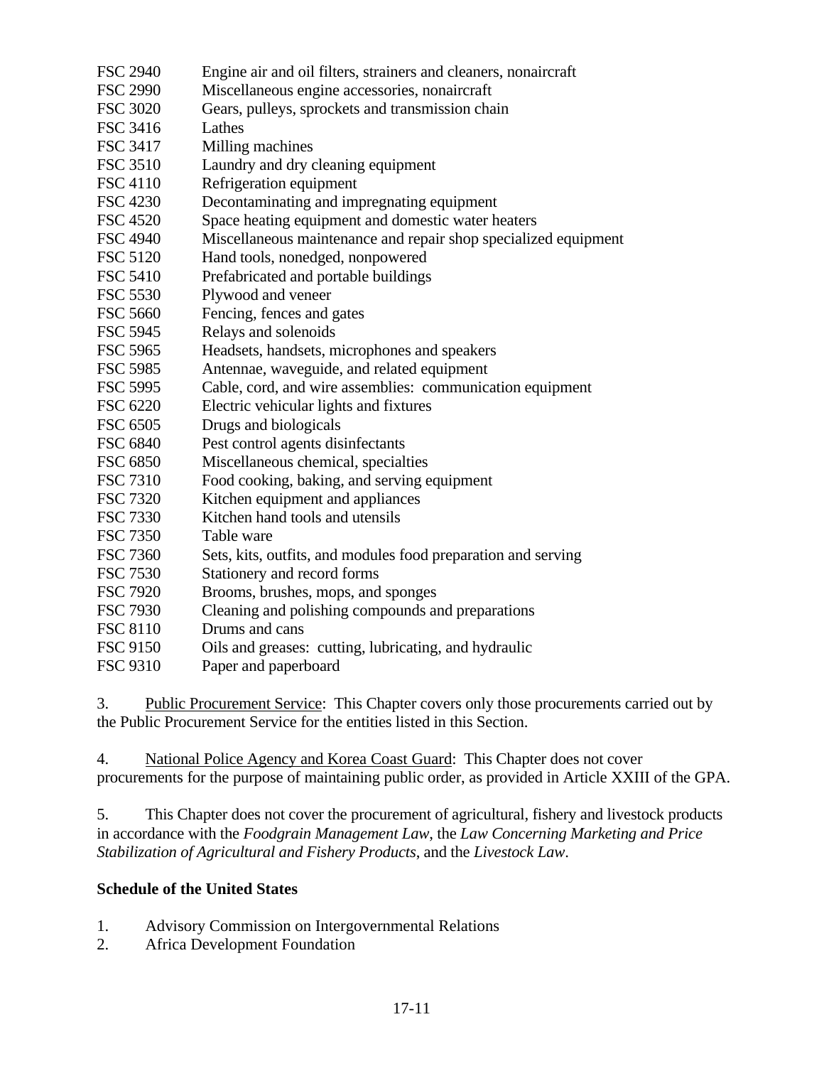FSC 2940 Engine air and oil filters, strainers and cleaners, nonaircraft
FSC 2990 Miscellaneous engine accessories, nonaircraft
FSC 3020 Gears, pulleys, sprockets and transmission chain
FSC 3416 Lathes
FSC 3417 Milling machines
FSC 3510 Laundry and dry cleaning equipment
FSC 4110 Refrigeration equipment
FSC 4230 Decontaminating and impregnating equipment
FSC 4520 Space heating equipment and domestic water heaters
FSC 4940 Miscellaneous maintenance and repair shop specialized equipment
FSC 5120 Hand tools, nonedged, nonpowered
FSC 5410 Prefabricated and portable buildings
FSC 5530 Plywood and veneer
FSC 5660 Fencing, fences and gates
FSC 5945 Relays and solenoids
FSC 5965 Headsets, handsets, microphones and speakers
FSC 5985 Antennae, waveguide, and related equipment
FSC 5995 Cable, cord, and wire assemblies: communication equipment
FSC 6220 Electric vehicular lights and fixtures
FSC 6505 Drugs and biologicals
FSC 6840 Pest control agents disinfectants
FSC 6850 Miscellaneous chemical, specialties
FSC 7310 Food cooking, baking, and serving equipment
FSC 7320 Kitchen equipment and appliances
FSC 7330 Kitchen hand tools and utensils
FSC 7350 Table ware
FSC 7360 Sets, kits, outfits, and modules food preparation and serving
FSC 7530 Stationery and record forms
FSC 7920 Brooms, brushes, mops, and sponges
FSC 7930 Cleaning and polishing compounds and preparations
FSC 8110 Drums and cans
FSC 9150 Oils and greases: cutting, lubricating, and hydraulic
FSC 9310 Paper and paperboard

3. Public Procurement Service: This Chapter covers only those procurements carried out by the Public Procurement Service for the entities listed in this Section.

4. National Police Agency and Korea Coast Guard: This Chapter does not cover procurements for the purpose of maintaining public order, as provided in Article XXIII of the GPA.

5. This Chapter does not cover the procurement of agricultural, fishery and livestock products in accordance with the *Foodgrain Management Law*, the *Law Concerning Marketing and Price Stabilization of Agricultural and Fishery Products*, and the *Livestock Law*.

**Schedule of the United States**

1. Advisory Commission on Intergovernmental Relations
2. Africa Development Foundation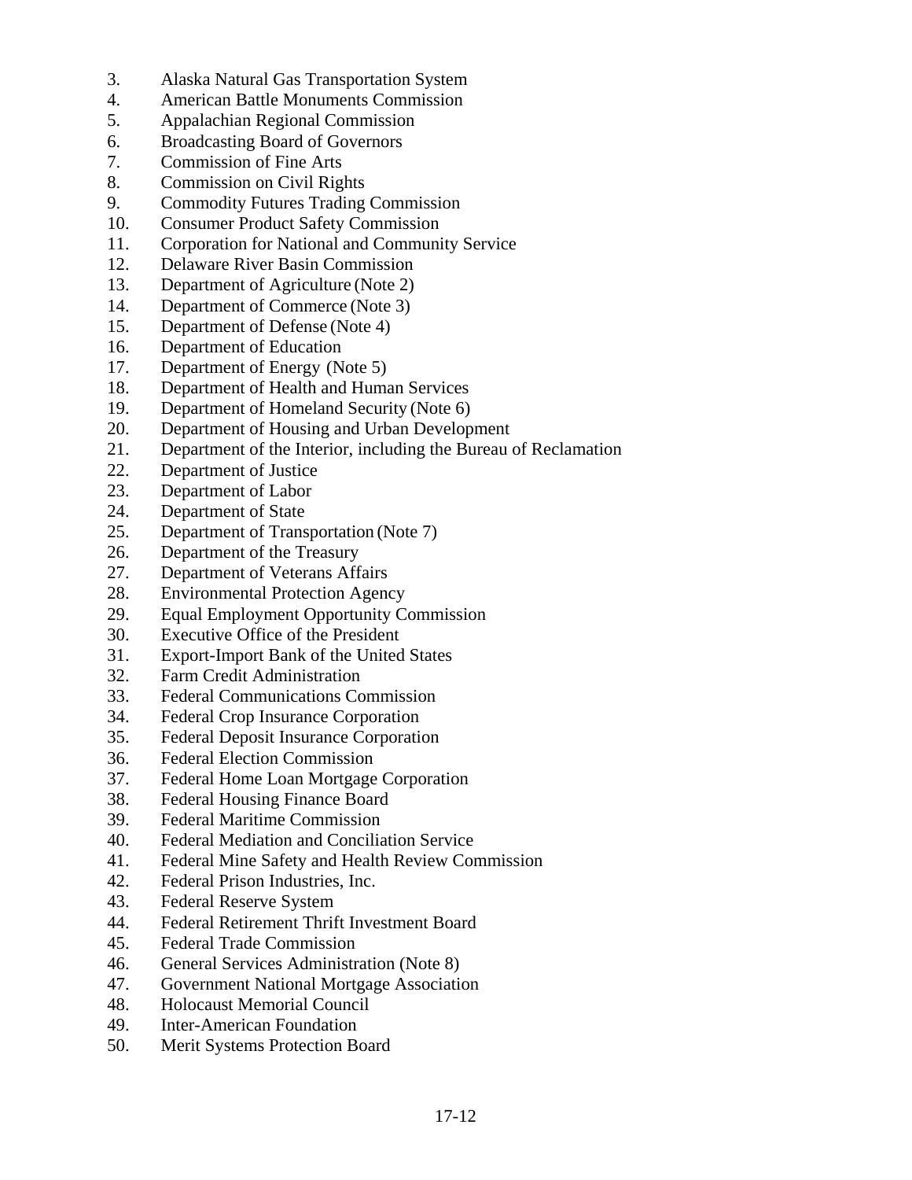3. Alaska Natural Gas Transportation System
4. American Battle Monuments Commission
5. Appalachian Regional Commission
6. Broadcasting Board of Governors
7. Commission of Fine Arts
8. Commission on Civil Rights
9. Commodity Futures Trading Commission
10. Consumer Product Safety Commission
11. Corporation for National and Community Service
12. Delaware River Basin Commission
13. Department of Agriculture (Note 2)
14. Department of Commerce (Note 3)
15. Department of Defense (Note 4)
16. Department of Education
17. Department of Energy (Note 5)
18. Department of Health and Human Services
19. Department of Homeland Security (Note 6)
20. Department of Housing and Urban Development
21. Department of the Interior, including the Bureau of Reclamation
22. Department of Justice
23. Department of Labor
24. Department of State
25. Department of Transportation (Note 7)
26. Department of the Treasury
27. Department of Veterans Affairs
28. Environmental Protection Agency
29. Equal Employment Opportunity Commission
30. Executive Office of the President
31. Export-Import Bank of the United States
32. Farm Credit Administration
33. Federal Communications Commission
34. Federal Crop Insurance Corporation
35. Federal Deposit Insurance Corporation
36. Federal Election Commission
37. Federal Home Loan Mortgage Corporation
38. Federal Housing Finance Board
39. Federal Maritime Commission
40. Federal Mediation and Conciliation Service
41. Federal Mine Safety and Health Review Commission
42. Federal Prison Industries, Inc.
43. Federal Reserve System
44. Federal Retirement Thrift Investment Board
45. Federal Trade Commission
46. General Services Administration (Note 8)
47. Government National Mortgage Association
48. Holocaust Memorial Council
49. Inter-American Foundation
50. Merit Systems Protection Board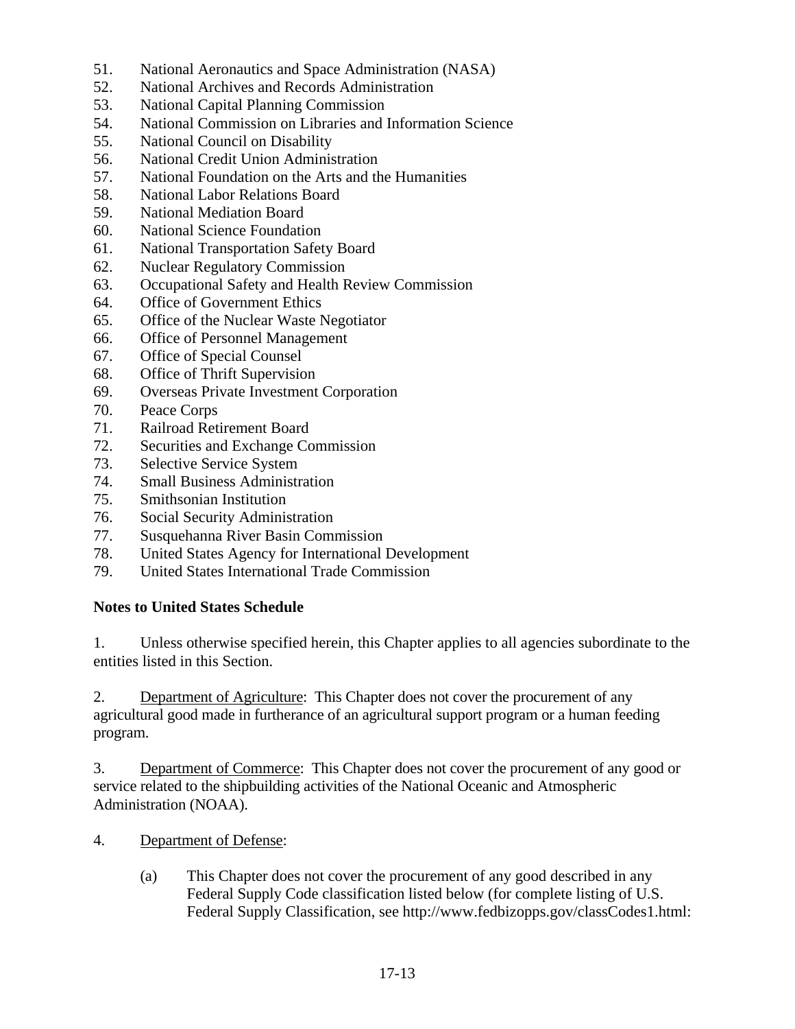51. National Aeronautics and Space Administration (NASA)
52. National Archives and Records Administration
53. National Capital Planning Commission
54. National Commission on Libraries and Information Science
55. National Council on Disability
56. National Credit Union Administration
57. National Foundation on the Arts and the Humanities
58. National Labor Relations Board
59. National Mediation Board
60. National Science Foundation
61. National Transportation Safety Board
62. Nuclear Regulatory Commission
63. Occupational Safety and Health Review Commission
64. Office of Government Ethics
65. Office of the Nuclear Waste Negotiator
66. Office of Personnel Management
67. Office of Special Counsel
68. Office of Thrift Supervision
69. Overseas Private Investment Corporation
70. Peace Corps
71. Railroad Retirement Board
72. Securities and Exchange Commission
73. Selective Service System
74. Small Business Administration
75. Smithsonian Institution
76. Social Security Administration
77. Susquehanna River Basin Commission
78. United States Agency for International Development
79. United States International Trade Commission

**Notes to United States Schedule**

1. Unless otherwise specified herein, this Chapter applies to all agencies subordinate to the entities listed in this Section.

2. Department of Agriculture: This Chapter does not cover the procurement of any agricultural good made in furtherance of an agricultural support program or a human feeding program.

3. Department of Commerce: This Chapter does not cover the procurement of any good or service related to the shipbuilding activities of the National Oceanic and Atmospheric Administration (NOAA).

4. Department of Defense:

   (a) This Chapter does not cover the procurement of any good described in any Federal Supply Code classification listed below (for complete listing of U.S. Federal Supply Classification, see http://www.fedbizopps.gov/classCodes1.html: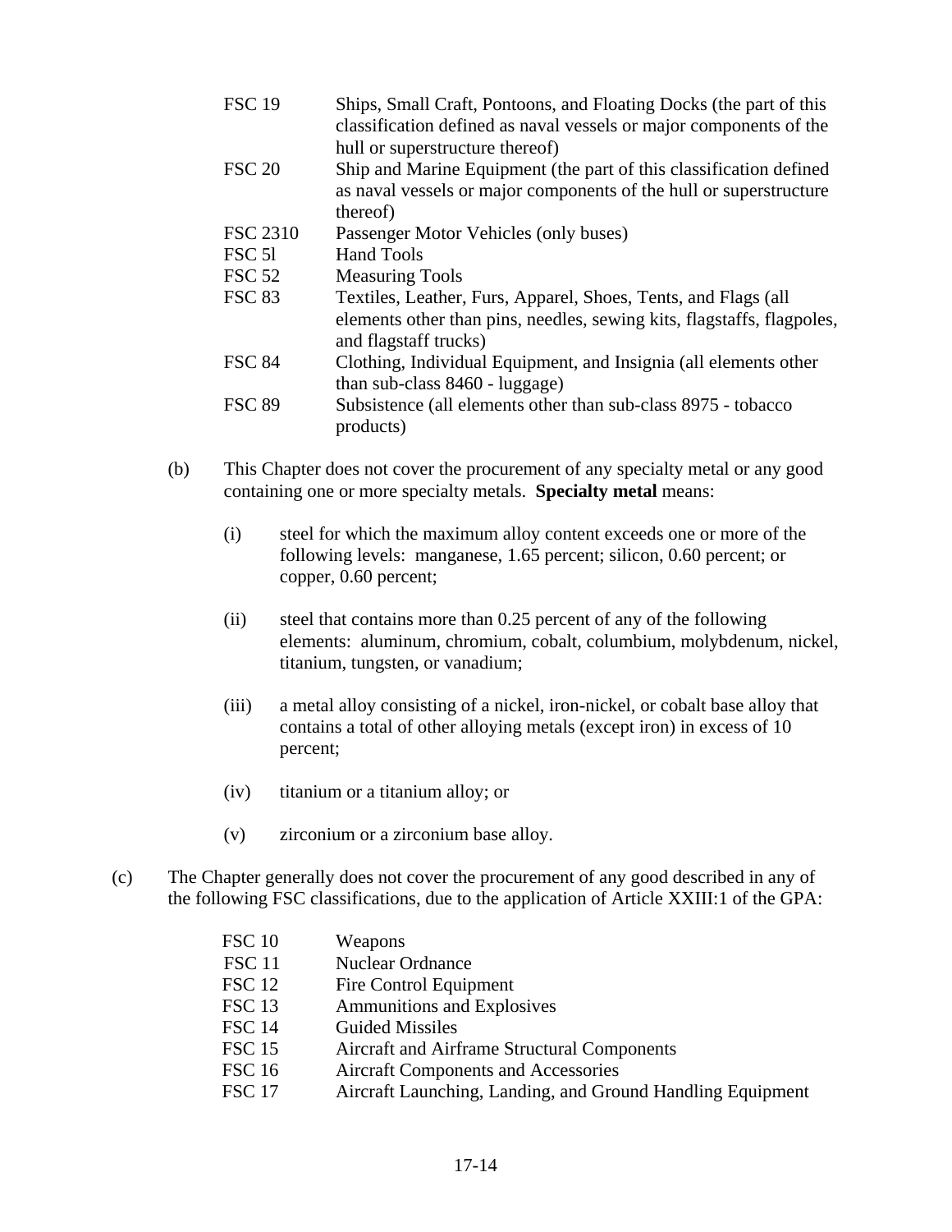| | |
|---|---|
| FSC 19 | Ships, Small Craft, Pontoons, and Floating Docks (the part of this classification defined as naval vessels or major components of the hull or superstructure thereof) |
| FSC 20 | Ship and Marine Equipment (the part of this classification defined as naval vessels or major components of the hull or superstructure thereof) |
| FSC 2310 | Passenger Motor Vehicles (only buses) |
| FSC 5l | Hand Tools |
| FSC 52 | Measuring Tools |
| FSC 83 | Textiles, Leather, Furs, Apparel, Shoes, Tents, and Flags (all elements other than pins, needles, sewing kits, flagstaffs, flagpoles, and flagstaff trucks) |
| FSC 84 | Clothing, Individual Equipment, and Insignia (all elements other than sub-class 8460 - luggage) |
| FSC 89 | Subsistence (all elements other than sub-class 8975 - tobacco products) |

(b) This Chapter does not cover the procurement of any specialty metal or any good containing one or more specialty metals. **Specialty metal** means:

(i) steel for which the maximum alloy content exceeds one or more of the following levels: manganese, 1.65 percent; silicon, 0.60 percent; or copper, 0.60 percent;

(ii) steel that contains more than 0.25 percent of any of the following elements: aluminum, chromium, cobalt, columbium, molybdenum, nickel, titanium, tungsten, or vanadium;

(iii) a metal alloy consisting of a nickel, iron-nickel, or cobalt base alloy that contains a total of other alloying metals (except iron) in excess of 10 percent;

(iv) titanium or a titanium alloy; or

(v) zirconium or a zirconium base alloy.

(c) The Chapter generally does not cover the procurement of any good described in any of the following FSC classifications, due to the application of Article XXIII:1 of the GPA:

| | |
|---|---|
| FSC 10 | Weapons |
| FSC 11 | Nuclear Ordnance |
| FSC 12 | Fire Control Equipment |
| FSC 13 | Ammunitions and Explosives |
| FSC 14 | Guided Missiles |
| FSC 15 | Aircraft and Airframe Structural Components |
| FSC 16 | Aircraft Components and Accessories |
| FSC 17 | Aircraft Launching, Landing, and Ground Handling Equipment |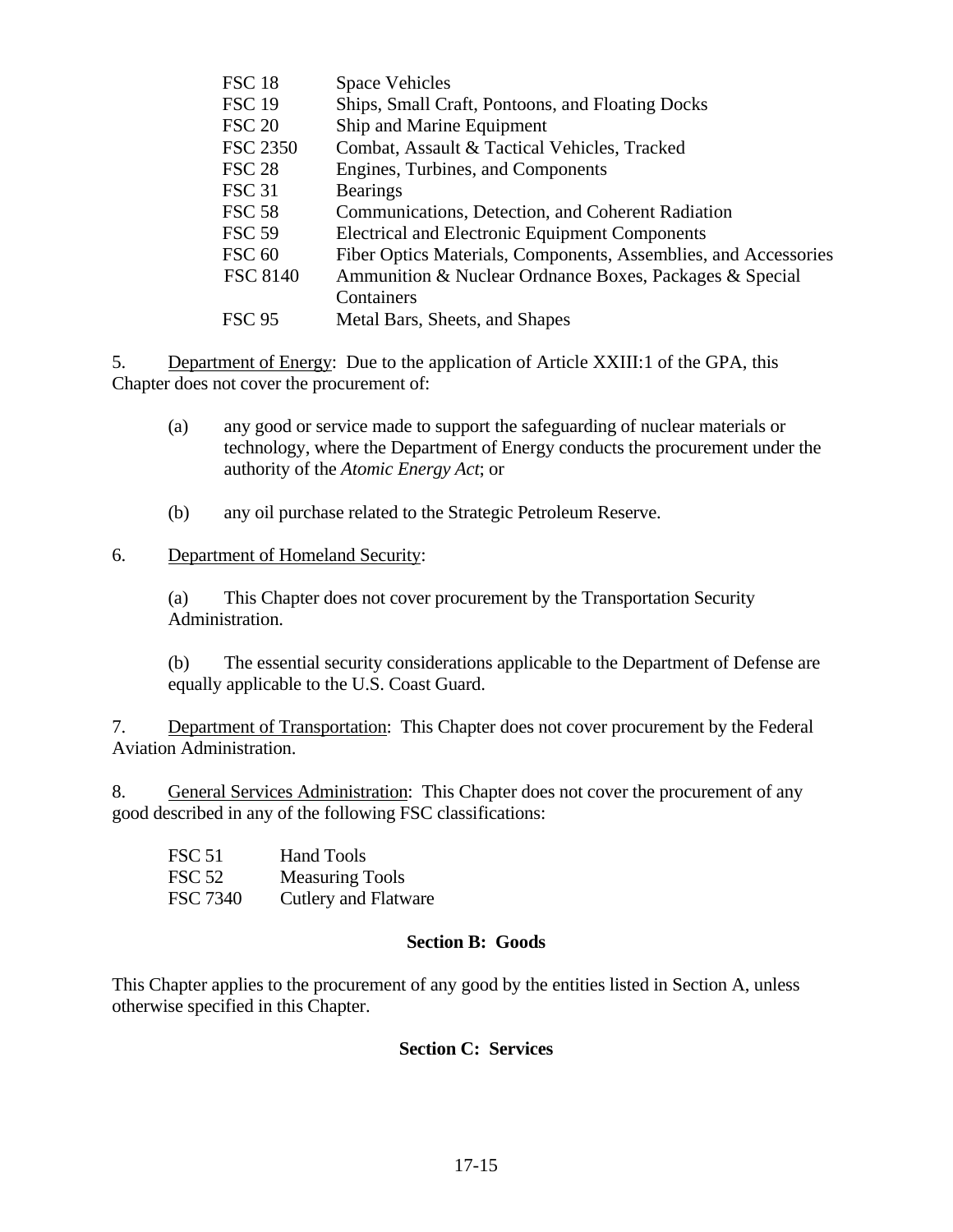| | |
|---|---|
| FSC 18 | Space Vehicles |
| FSC 19 | Ships, Small Craft, Pontoons, and Floating Docks |
| FSC 20 | Ship and Marine Equipment |
| FSC 2350 | Combat, Assault & Tactical Vehicles, Tracked |
| FSC 28 | Engines, Turbines, and Components |
| FSC 31 | Bearings |
| FSC 58 | Communications, Detection, and Coherent Radiation |
| FSC 59 | Electrical and Electronic Equipment Components |
| FSC 60 | Fiber Optics Materials, Components, Assemblies, and Accessories |
| FSC 8140 | Ammunition & Nuclear Ordnance Boxes, Packages & Special Containers |
| FSC 95 | Metal Bars, Sheets, and Shapes |

5. Department of Energy: Due to the application of Article XXIII:1 of the GPA, this Chapter does not cover the procurement of:

(a) any good or service made to support the safeguarding of nuclear materials or technology, where the Department of Energy conducts the procurement under the authority of the *Atomic Energy Act*; or

(b) any oil purchase related to the Strategic Petroleum Reserve.

6. Department of Homeland Security:

(a) This Chapter does not cover procurement by the Transportation Security Administration.

(b) The essential security considerations applicable to the Department of Defense are equally applicable to the U.S. Coast Guard.

7. Department of Transportation: This Chapter does not cover procurement by the Federal Aviation Administration.

8. General Services Administration: This Chapter does not cover the procurement of any good described in any of the following FSC classifications:

| | |
|---|---|
| FSC 51 | Hand Tools |
| FSC 52 | Measuring Tools |
| FSC 7340 | Cutlery and Flatware |

**Section B: Goods**

This Chapter applies to the procurement of any good by the entities listed in Section A, unless otherwise specified in this Chapter.

**Section C: Services**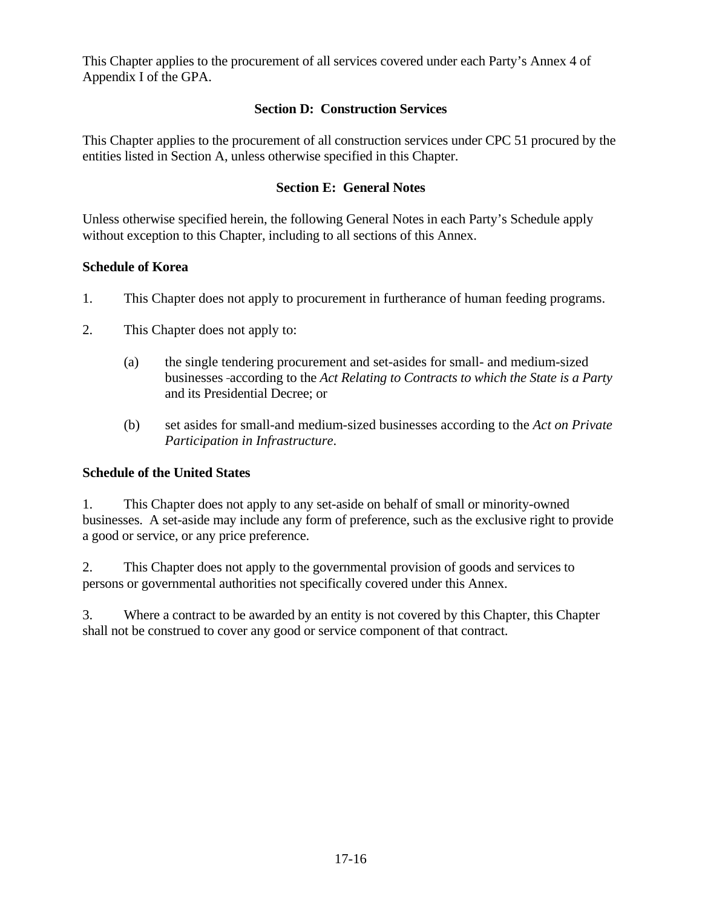This Chapter applies to the procurement of all services covered under each Party's Annex 4 of Appendix I of the GPA.

### Section D: Construction Services

This Chapter applies to the procurement of all construction services under CPC 51 procured by the entities listed in Section A, unless otherwise specified in this Chapter.

### Section E: General Notes

Unless otherwise specified herein, the following General Notes in each Party's Schedule apply without exception to this Chapter, including to all sections of this Annex.

**Schedule of Korea**

1. This Chapter does not apply to procurement in furtherance of human feeding programs.

2. This Chapter does not apply to:

   (a) the single tendering procurement and set-asides for small- and medium-sized businesses according to the *Act Relating to Contracts to which the State is a Party* and its Presidential Decree; or

   (b) set asides for small-and medium-sized businesses according to the *Act on Private Participation in Infrastructure*.

**Schedule of the United States**

1. This Chapter does not apply to any set-aside on behalf of small or minority-owned businesses. A set-aside may include any form of preference, such as the exclusive right to provide a good or service, or any price preference.

2. This Chapter does not apply to the governmental provision of goods and services to persons or governmental authorities not specifically covered under this Annex.

3. Where a contract to be awarded by an entity is not covered by this Chapter, this Chapter shall not be construed to cover any good or service component of that contract.